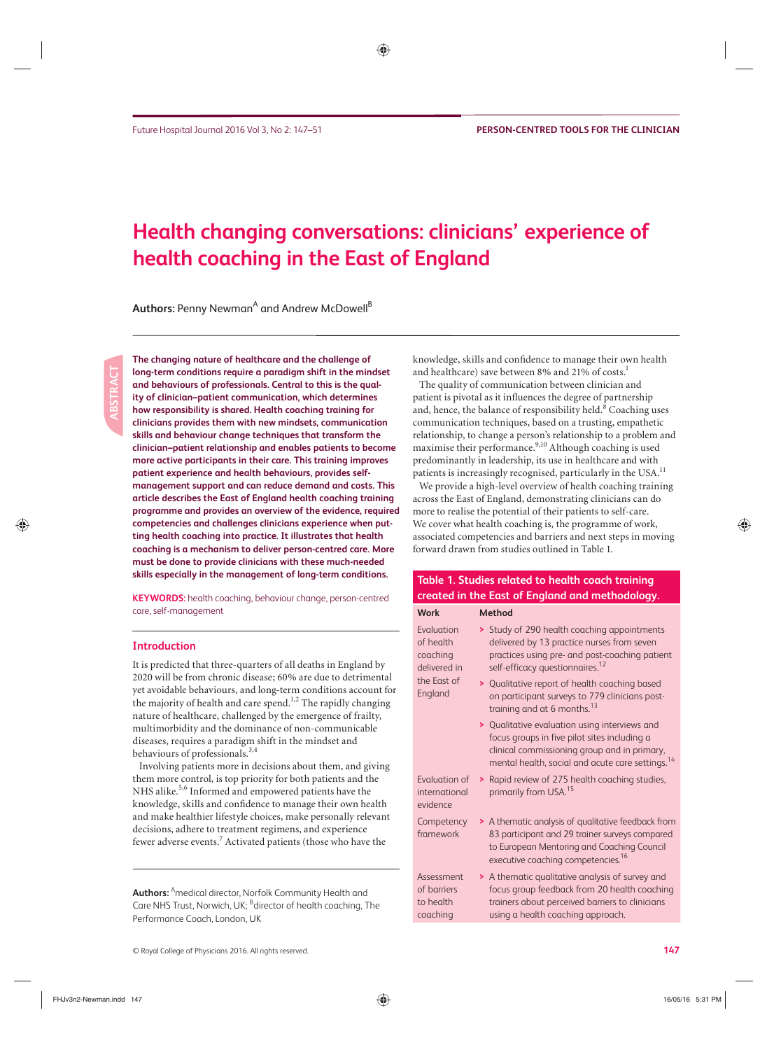# Health changing conversations: clinicians' experience of health coaching in the East of England

**Authors:** Penny Newman[A] and Andrew McDowell[B]

**ABSTRACT**

**The changing nature of healthcare and the challenge of long-term conditions require a paradigm shift in the mindset and behaviours of professionals. Central to this is the quality of clinician–patient communication, which determines how responsibility is shared. Health coaching training for clinicians provides them with new mindsets, communication skills and behaviour change techniques that transform the clinician–patient relationship and enables patients to become more active participants in their care. This training improves patient experience and health behaviours, provides self-management support and can reduce demand and costs. This article describes the East of England health coaching training programme and provides an overview of the evidence, required competencies and challenges clinicians experience when putting health coaching into practice. It illustrates that health coaching is a mechanism to deliver person-centred care. More must be done to provide clinicians with these much-needed skills especially in the management of long-term conditions.**

**KEYWORDS:** health coaching, behaviour change, person-centred care, self-management

## Introduction

It is predicted that three-quarters of all deaths in England by 2020 will be from chronic disease; 60% are due to detrimental yet avoidable behaviours, and long-term conditions account for the majority of health and care spend.[1,2] The rapidly changing nature of healthcare, challenged by the emergence of frailty, multimorbidity and the dominance of non-communicable diseases, requires a paradigm shift in the mindset and behaviours of professionals.[3,4]

Involving patients more in decisions about them, and giving them more control, is top priority for both patients and the NHS alike.[5,6] Informed and empowered patients have the knowledge, skills and confidence to manage their own health and make healthier lifestyle choices, make personally relevant decisions, adhere to treatment regimens, and experience fewer adverse events.[7] Activated patients (those who have the knowledge, skills and confidence to manage their own health and healthcare) save between 8% and 21% of costs.[1]

The quality of communication between clinician and patient is pivotal as it influences the degree of partnership and, hence, the balance of responsibility held.[8] Coaching uses communication techniques, based on a trusting, empathetic relationship, to change a person's relationship to a problem and maximise their performance.[9,10] Although coaching is used predominantly in leadership, its use in healthcare and with patients is increasingly recognised, particularly in the USA.[11]

We provide a high-level overview of health coaching training across the East of England, demonstrating clinicians can do more to realise the potential of their patients to self-care. We cover what health coaching is, the programme of work, associated competencies and barriers and next steps in moving forward drawn from studies outlined in Table 1.

**Table 1. Studies related to health coach training created in the East of England and methodology.**

| Work | Method |
|---|---|
| Evaluation of health coaching delivered in the East of England | > Study of 290 health coaching appointments delivered by 13 practice nurses from seven practices using pre- and post-coaching patient self-efficacy questionnaires.[12]<br>> Qualitative report of health coaching based on participant surveys to 779 clinicians post-training and at 6 months.[13]<br>> Qualitative evaluation using interviews and focus groups in five pilot sites including a clinical commissioning group and in primary, mental health, social and acute care settings.[14] |
| Evaluation of international evidence | > Rapid review of 275 health coaching studies, primarily from USA.[15] |
| Competency framework | > A thematic analysis of qualitative feedback from 83 participant and 29 trainer surveys compared to European Mentoring and Coaching Council executive coaching competencies.[16] |
| Assessment of barriers to health coaching | > A thematic qualitative analysis of survey and focus group feedback from 20 health coaching trainers about perceived barriers to clinicians using a health coaching approach. |

**Authors:** [A]medical director, Norfolk Community Health and Care NHS Trust, Norwich, UK; [B]director of health coaching, The Performance Coach, London, UK

© Royal College of Physicians 2016. All rights reserved.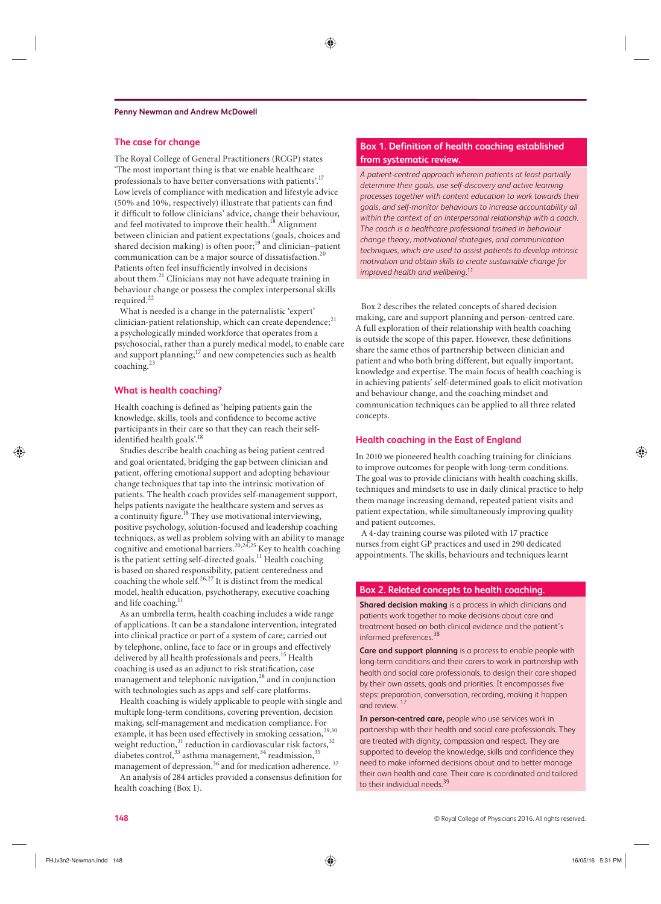## The case for change

The Royal College of General Practitioners (RCGP) states 'The most important thing is that we enable healthcare professionals to have better conversations with patients'.[17] Low levels of compliance with medication and lifestyle advice (50% and 10%, respectively) illustrate that patients can find it difficult to follow clinicians' advice, change their behaviour, and feel motivated to improve their health.[18] Alignment between clinician and patient expectations (goals, choices and shared decision making) is often poor;[19] and clinician–patient communication can be a major source of dissatisfaction.[20] Patients often feel insufficiently involved in decisions about them.[21] Clinicians may not have adequate training in behaviour change or possess the complex interpersonal skills required.[22]

What is needed is a change in the paternalistic 'expert' clinician-patient relationship, which can create dependence;[21] a psychologically minded workforce that operates from a psychosocial, rather than a purely medical model, to enable care and support planning;[17] and new competencies such as health coaching.[23]

## What is health coaching?

Health coaching is defined as 'helping patients gain the knowledge, skills, tools and confidence to become active participants in their care so that they can reach their self-identified health goals'.[18]

Studies describe health coaching as being patient centred and goal orientated, bridging the gap between clinician and patient, offering emotional support and adopting behaviour change techniques that tap into the intrinsic motivation of patients. The health coach provides self-management support, helps patients navigate the healthcare system and serves as a continuity figure.[18] They use motivational interviewing, positive psychology, solution-focused and leadership coaching techniques, as well as problem solving with an ability to manage cognitive and emotional barriers.[20,24,25] Key to health coaching is the patient setting self-directed goals.[11] Health coaching is based on shared responsibility, patient centeredness and coaching the whole self.[26,27] It is distinct from the medical model, health education, psychotherapy, executive coaching and life coaching.[11]

As an umbrella term, health coaching includes a wide range of applications. It can be a standalone intervention, integrated into clinical practice or part of a system of care; carried out by telephone, online, face to face or in groups and effectively delivered by all health professionals and peers.[15] Health coaching is used as an adjunct to risk stratification, case management and telephonic navigation,[28] and in conjunction with technologies such as apps and self-care platforms.

Health coaching is widely applicable to people with single and multiple long-term conditions, covering prevention, decision making, self-management and medication compliance. For example, it has been used effectively in smoking cessation,[29,30] weight reduction,[31] reduction in cardiovascular risk factors,[32] diabetes control,[33] asthma management,[34] readmission,[35] management of depression,[36] and for medication adherence.[37]

An analysis of 284 articles provided a consensus definition for health coaching (Box 1).

> **Box 1. Definition of health coaching established from systematic review.**
>
> *A patient-centred approach wherein patients at least partially determine their goals, use self-discovery and active learning processes together with content education to work towards their goals, and self-monitor behaviours to increase accountability all within the context of an interpersonal relationship with a coach. The coach is a healthcare professional trained in behaviour change theory, motivational strategies, and communication techniques, which are used to assist patients to develop intrinsic motivation and obtain skills to create sustainable change for improved health and wellbeing.*[11]

Box 2 describes the related concepts of shared decision making, care and support planning and person-centred care. A full exploration of their relationship with health coaching is outside the scope of this paper. However, these definitions share the same ethos of partnership between clinician and patient and who both bring different, but equally important, knowledge and expertise. The main focus of health coaching is in achieving patients' self-determined goals to elicit motivation and behaviour change, and the coaching mindset and communication techniques can be applied to all three related concepts.

> **Box 2. Related concepts to health coaching.**
>
> **Shared decision making** is a process in which clinicians and patients work together to make decisions about care and treatment based on both clinical evidence and the patient's informed preferences.[38]
>
> **Care and support planning** is a process to enable people with long-term conditions and their carers to work in partnership with health and social care professionals, to design their care shaped by their own assets, goals and priorities. It encompasses five steps: preparation, conversation, recording, making it happen and review.[17]
>
> **In person-centred care,** people who use services work in partnership with their health and social care professionals. They are treated with dignity, compassion and respect. They are supported to develop the knowledge, skills and confidence they need to make informed decisions about and to better manage their own health and care. Their care is coordinated and tailored to their individual needs.[39]

## Health coaching in the East of England

In 2010 we pioneered health coaching training for clinicians to improve outcomes for people with long-term conditions. The goal was to provide clinicians with health coaching skills, techniques and mindsets to use in daily clinical practice to help them manage increasing demand, repeated patient visits and patient expectation, while simultaneously improving quality and patient outcomes.

A 4-day training course was piloted with 17 practice nurses from eight GP practices and used in 290 dedicated appointments. The skills, behaviours and techniques learnt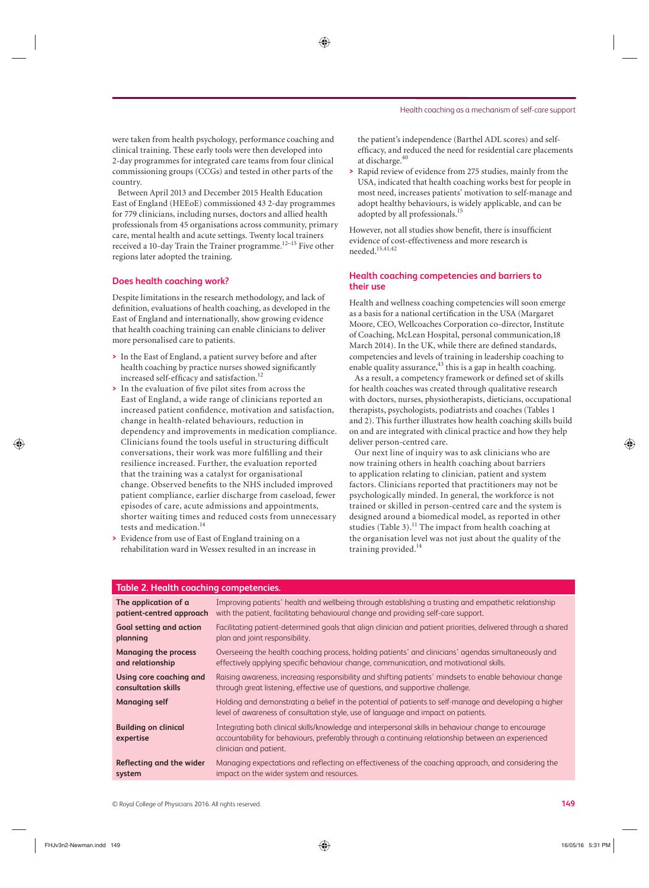were taken from health psychology, performance coaching and clinical training. These early tools were then developed into 2-day programmes for integrated care teams from four clinical commissioning groups (CCGs) and tested in other parts of the country.

Between April 2013 and December 2015 Health Education East of England (HEEoE) commissioned 43 2-day programmes for 779 clinicians, including nurses, doctors and allied health professionals from 45 organisations across community, primary care, mental health and acute settings. Twenty local trainers received a 10-day Train the Trainer programme.[12–15] Five other regions later adopted the training.

## Does health coaching work?

Despite limitations in the research methodology, and lack of definition, evaluations of health coaching, as developed in the East of England and internationally, show growing evidence that health coaching training can enable clinicians to deliver more personalised care to patients.

- In the East of England, a patient survey before and after health coaching by practice nurses showed significantly increased self-efficacy and satisfaction.[12]
- In the evaluation of five pilot sites from across the East of England, a wide range of clinicians reported an increased patient confidence, motivation and satisfaction, change in health-related behaviours, reduction in dependency and improvements in medication compliance. Clinicians found the tools useful in structuring difficult conversations, their work was more fulfilling and their resilience increased. Further, the evaluation reported that the training was a catalyst for organisational change. Observed benefits to the NHS included improved patient compliance, earlier discharge from caseload, fewer episodes of care, acute admissions and appointments, shorter waiting times and reduced costs from unnecessary tests and medication.[14]
- Evidence from use of East of England training on a rehabilitation ward in Wessex resulted in an increase in the patient's independence (Barthel ADL scores) and self-efficacy, and reduced the need for residential care placements at discharge.[40]
- Rapid review of evidence from 275 studies, mainly from the USA, indicated that health coaching works best for people in most need, increases patients' motivation to self-manage and adopt healthy behaviours, is widely applicable, and can be adopted by all professionals.[15]

However, not all studies show benefit, there is insufficient evidence of cost-effectiveness and more research is needed.[15,41,42]

## Health coaching competencies and barriers to their use

Health and wellness coaching competencies will soon emerge as a basis for a national certification in the USA (Margaret Moore, CEO, Wellcoaches Corporation co-director, Institute of Coaching, McLean Hospital, personal communication,18 March 2014). In the UK, while there are defined standards, competencies and levels of training in leadership coaching to enable quality assurance,[43] this is a gap in health coaching.

As a result, a competency framework or defined set of skills for health coaches was created through qualitative research with doctors, nurses, physiotherapists, dieticians, occupational therapists, psychologists, podiatrists and coaches (Tables 1 and 2). This further illustrates how health coaching skills build on and are integrated with clinical practice and how they help deliver person-centred care.

Our next line of inquiry was to ask clinicians who are now training others in health coaching about barriers to application relating to clinician, patient and system factors. Clinicians reported that practitioners may not be psychologically minded. In general, the workforce is not trained or skilled in person-centred care and the system is designed around a biomedical model, as reported in other studies (Table 3).[11] The impact from health coaching at the organisation level was not just about the quality of the training provided.[14]

**Table 2. Health coaching competencies.**

| | |
|---|---|
| **The application of a patient-centred approach** | Improving patients' health and wellbeing through establishing a trusting and empathetic relationship with the patient, facilitating behavioural change and providing self-care support. |
| **Goal setting and action planning** | Facilitating patient-determined goals that align clinician and patient priorities, delivered through a shared plan and joint responsibility. |
| **Managing the process and relationship** | Overseeing the health coaching process, holding patients' and clinicians' agendas simultaneously and effectively applying specific behaviour change, communication, and motivational skills. |
| **Using core coaching and consultation skills** | Raising awareness, increasing responsibility and shifting patients' mindsets to enable behaviour change through great listening, effective use of questions, and supportive challenge. |
| **Managing self** | Holding and demonstrating a belief in the potential of patients to self-manage and developing a higher level of awareness of consultation style, use of language and impact on patients. |
| **Building on clinical expertise** | Integrating both clinical skills/knowledge and interpersonal skills in behaviour change to encourage accountability for behaviours, preferably through a continuing relationship between an experienced clinician and patient. |
| **Reflecting and the wider system** | Managing expectations and reflecting on effectiveness of the coaching approach, and considering the impact on the wider system and resources. |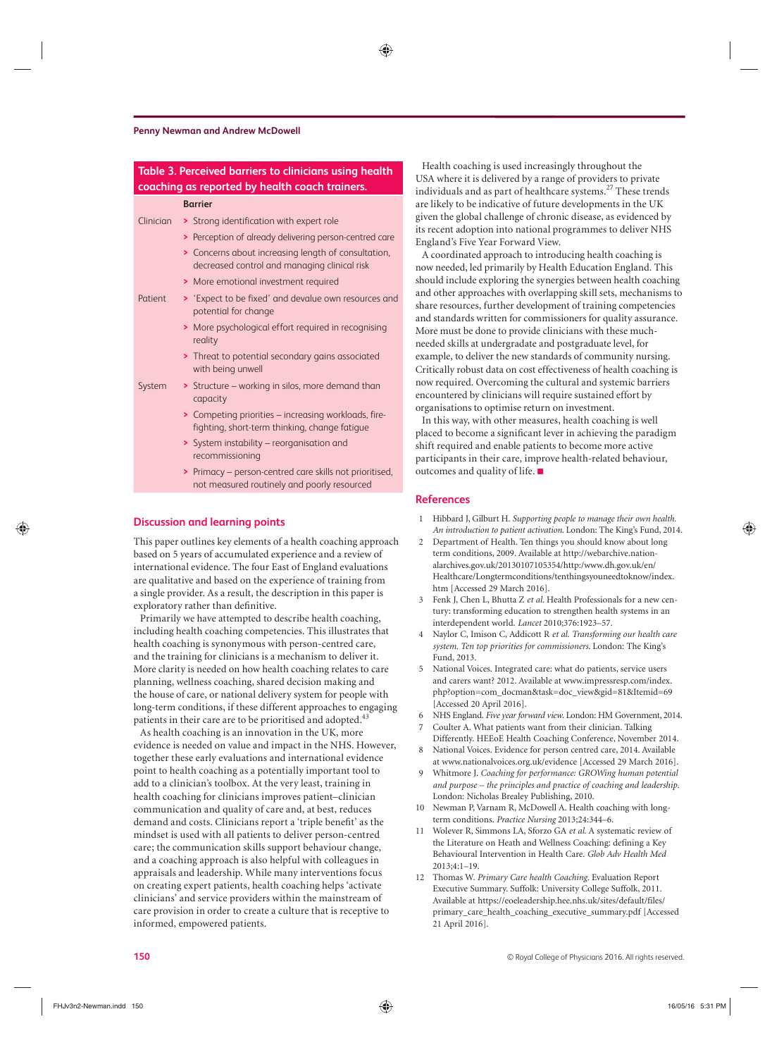**Table 3. Perceived barriers to clinicians using health coaching as reported by health coach trainers.**

| | Barrier |
|---|---|
| Clinician | › Strong identification with expert role |
| | › Perception of already delivering person-centred care |
| | › Concerns about increasing length of consultation, decreased control and managing clinical risk |
| | › More emotional investment required |
| Patient | › 'Expect to be fixed' and devalue own resources and potential for change |
| | › More psychological effort required in recognising reality |
| | › Threat to potential secondary gains associated with being unwell |
| System | › Structure – working in silos, more demand than capacity |
| | › Competing priorities – increasing workloads, fire-fighting, short-term thinking, change fatigue |
| | › System instability – reorganisation and recommissioning |
| | › Primacy – person-centred care skills not prioritised, not measured routinely and poorly resourced |

## Discussion and learning points

This paper outlines key elements of a health coaching approach based on 5 years of accumulated experience and a review of international evidence. The four East of England evaluations are qualitative and based on the experience of training from a single provider. As a result, the description in this paper is exploratory rather than definitive.

Primarily we have attempted to describe health coaching, including health coaching competencies. This illustrates that health coaching is synonymous with person-centred care, and the training for clinicians is a mechanism to deliver it. More clarity is needed on how health coaching relates to care planning, wellness coaching, shared decision making and the house of care, or national delivery system for people with long-term conditions, if these different approaches to engaging patients in their care are to be prioritised and adopted.[43]

As health coaching is an innovation in the UK, more evidence is needed on value and impact in the NHS. However, together these early evaluations and international evidence point to health coaching as a potentially important tool to add to a clinician's toolbox. At the very least, training in health coaching for clinicians improves patient–clinician communication and quality of care and, at best, reduces demand and costs. Clinicians report a 'triple benefit' as the mindset is used with all patients to deliver person-centred care; the communication skills support behaviour change, and a coaching approach is also helpful with colleagues in appraisals and leadership. While many interventions focus on creating expert patients, health coaching helps 'activate clinicians' and service providers within the mainstream of care provision in order to create a culture that is receptive to informed, empowered patients.

Health coaching is used increasingly throughout the USA where it is delivered by a range of providers to private individuals and as part of healthcare systems.[27] These trends are likely to be indicative of future developments in the UK given the global challenge of chronic disease, as evidenced by its recent adoption into national programmes to deliver NHS England's Five Year Forward View.

A coordinated approach to introducing health coaching is now needed, led primarily by Health Education England. This should include exploring the synergies between health coaching and other approaches with overlapping skill sets, mechanisms to share resources, further development of training competencies and standards written for commissioners for quality assurance. More must be done to provide clinicians with these much-needed skills at undergraduate and postgraduate level, for example, to deliver the new standards of community nursing. Critically robust data on cost effectiveness of health coaching is now required. Overcoming the cultural and systemic barriers encountered by clinicians will require sustained effort by organisations to optimise return on investment.

In this way, with other measures, health coaching is well placed to become a significant lever in achieving the paradigm shift required and enable patients to become more active participants in their care, improve health-related behaviour, outcomes and quality of life. ■

## References

1. Hibbard J, Gilburt H. *Supporting people to manage their own health. An introduction to patient activation.* London: The King's Fund, 2014.
2. Department of Health. Ten things you should know about long term conditions, 2009. Available at http://webarchive.nationalarchives.gov.uk/20130107105354/http:/www.dh.gov.uk/en/Healthcare/Longtermconditions/tenthingsyouneedtoknow/index.htm [Accessed 29 March 2016].
3. Fenk J, Chen L, Bhutta Z *et al.* Health Professionals for a new century: transforming education to strengthen health systems in an interdependent world. *Lancet* 2010;376:1923–57.
4. Naylor C, Imison C, Addicott R *et al.* *Transforming our health care system. Ten top priorities for commissioners.* London: The King's Fund, 2013.
5. National Voices. Integrated care: what do patients, service users and carers want? 2012. Available at www.impressresp.com/index.php?option=com_docman&task=doc_view&gid=81&Itemid=69 [Accessed 20 April 2016].
6. NHS England. *Five year forward view.* London: HM Government, 2014.
7. Coulter A. What patients want from their clinician. Talking Differently. HEEoE Health Coaching Conference, November 2014.
8. National Voices. Evidence for person centred care, 2014. Available at www.nationalvoices.org.uk/evidence [Accessed 29 March 2016].
9. Whitmore J. *Coaching for performance: GROWing human potential and purpose – the principles and practice of coaching and leadership.* London: Nicholas Brealey Publishing, 2010.
10. Newman P, Varnam R, McDowell A. Health coaching with long-term conditions. *Practice Nursing* 2013;24:344–6.
11. Wolever R, Simmons LA, Sforzo GA *et al.* A systematic review of the Literature on Heath and Wellness Coaching: defining a Key Behavioural Intervention in Health Care. *Glob Adv Health Med* 2013;4:1–19.
12. Thomas W. *Primary Care health Coaching.* Evaluation Report Executive Summary. Suffolk: University College Suffolk, 2011. Available at https://eoeleadership.hee.nhs.uk/sites/default/files/primary_care_health_coaching_executive_summary.pdf [Accessed 21 April 2016].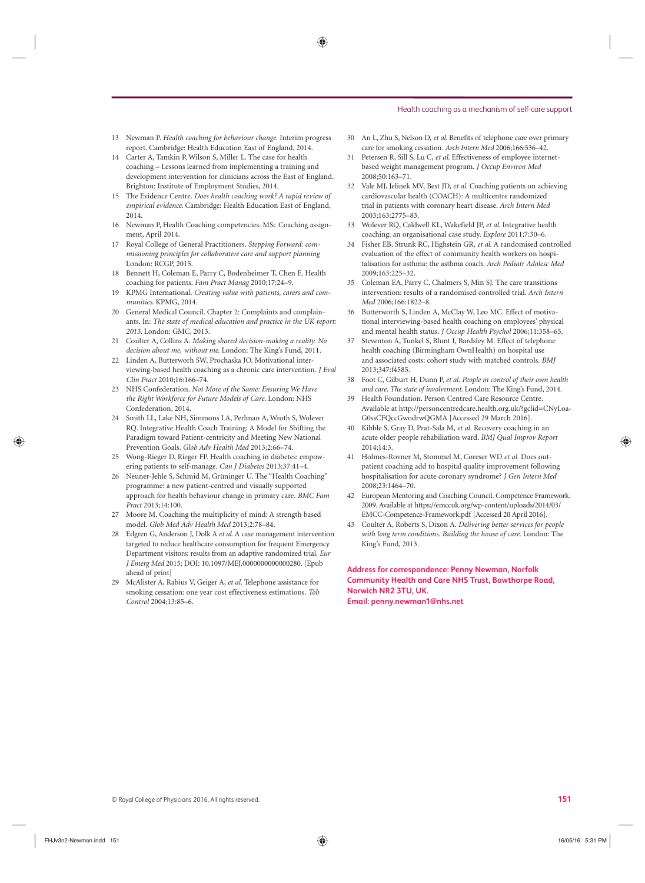13 Newman P. *Health coaching for behaviour change.* Interim progress report. Cambridge: Health Education East of England, 2014.

14 Carter A, Tamkin P, Wilson S, Miller L. The case for health coaching – Lessons learned from implementing a training and development intervention for clinicians across the East of England. Brighton: Institute of Employment Studies, 2014.

15 The Evidence Centre. *Does health coaching work? A rapid review of empirical evidence.* Cambridge: Health Education East of England, 2014.

16 Newman P, Health Coaching competencies. MSc Coaching assignment, April 2014.

17 Royal College of General Practitioners. *Stepping Forward: commissioning principles for collaborative care and support planning* London: RCGP, 2015.

18 Bennett H, Coleman E, Parry C, Bodenheimer T, Chen E. Health coaching for patients. *Fam Pract Manag* 2010;17:24–9.

19 KPMG International. *Creating value with patients, carers and communities.* KPMG, 2014.

20 General Medical Council. Chapter 2: Complaints and complainants. In: *The state of medical education and practice in the UK report: 2013.* London: GMC, 2013.

21 Coulter A, Collins A. *Making shared decision-making a reality. No decision about me, without me.* London: The King's Fund, 2011.

22 Linden A, Butterworh SW, Prochaska JO. Motivational interviewing-based health coaching as a chronic care intervention. *J Eval Clin Pract* 2010;16:166–74.

23 NHS Confederation. *Not More of the Same: Ensuring We Have the Right Workforce for Future Models of Care.* London: NHS Confederation, 2014.

24 Smith LL, Lake NH, Simmons LA, Perlman A, Wroth S, Wolever RQ. Integrative Health Coach Training: A Model for Shifting the Paradigm toward Patient-centricity and Meeting New National Prevention Goals. *Glob Adv Health Med* 2013;2:66–74.

25 Wong-Rieger D, Rieger FP. Health coaching in diabetes: empowering patients to self-manage. *Can J Diabetes* 2013;37:41–4.

26 Neuner-Jehle S, Schmid M, Grüninger U. The "Health Coaching" programme: a new patient-centred and visually supported approach for health behaviour change in primary care. *BMC Fam Pract* 2013;14:100.

27 Moore M. Coaching the multiplicity of mind: A strength based model. *Glob Med Adv Health Med* 2013;2:78–84.

28 Edgren G, Anderson J, Dolk A *et al.* A case management intervention targeted to reduce healthcare consumption for frequent Emergency Department visitors: results from an adaptive randomized trial. *Eur J Emerg Med* 2015; DOI: 10.1097/MEJ.0000000000000280. [Epub ahead of print]

29 McAlister A, Rabius V, Geiger A, *et al.* Telephone assistance for smoking cessation: one year cost effectiveness estimations. *Tob Control* 2004;13:85–6.

30 An L, Zhu S, Nelson D, *et al.* Benefits of telephone care over primary care for smoking cessation. *Arch Intern Med* 2006;166:536–42.

31 Petersen R, Sill S, Lu C, *et al.* Effectiveness of employee internet-based weight management program. *J Occup Environ Med* 2008;50:163–71.

32 Vale MJ, Jelinek MV, Best JD, *et al.* Coaching patients on achieving cardiovascular health (COACH): A multicentre randomized trial in patients with coronary heart disease. *Arch Intern Med* 2003;163:2775–83.

33 Wolever RQ, Caldwell KL, Wakefield JP, *et al.* Integrative health coaching: an organisational case study. *Explore* 2011;7:30–6.

34 Fisher EB, Strunk RC, Highstein GR, *et al.* A randomised controlled evaluation of the effect of community health workers on hospitalisation for asthma: the asthma coach. *Arch Pediatr Adolesc Med* 2009;163:225–32.

35 Coleman EA, Parry C, Chalmers S, Min SJ. The care transitions intervention: results of a randomised controlled trial. *Arch Intern Med* 2006;166:1822–8.

36 Butterworth S, Linden A, McClay W, Leo MC. Effect of motivational interviewing-based health coaching on employees' physical and mental health status. *J Occup Health Psychol* 2006;11:358–65.

37 Steventon A, Tunkel S, Blunt I, Bardsley M. Effect of telephone health coaching (Birmingham OwnHealth) on hospital use and associated costs: cohort study with matched controls. *BMJ* 2013;347:f4585.

38 Foot C, Gilburt H, Dunn P, *et al. People in control of their own health and care. The state of involvement.* London: The King's Fund, 2014.

39 Health Foundation. Person Centred Care Resource Centre. Available at http://personcentredcare.health.org.uk/?gclid=CNyLoaG0ssCFQccGwodrwQGMA [Accessed 29 March 2016].

40 Kibble S, Gray D, Prat-Sala M, *et al.* Recovery coaching in an acute older people rehabiliation ward. *BMJ Qual Improv Report* 2014;14:3.

41 Holmes-Rovner M, Stommel M, Coreser WD *et al.* Does outpatient coaching add to hospital quality improvement following hospitalisation for acute coronary syndrome? *J Gen Intern Med* 2008;23:1464–70.

42 European Mentoring and Coaching Council. Competence Framework, 2009. Available at https://emccuk.org/wp-content/uploads/2014/03/EMCC-Competence-Framework.pdf [Accessed 20 April 2016].

43 Coulter A, Roberts S, Dixon A. *Delivering better services for people with long term conditions. Building the house of care.* London: The King's Fund, 2013.

**Address for correspondence: Penny Newman, Norfolk Community Health and Care NHS Trust, Bowthorpe Road, Norwich NR2 3TU, UK.**
**Email: penny.newman1@nhs.net**